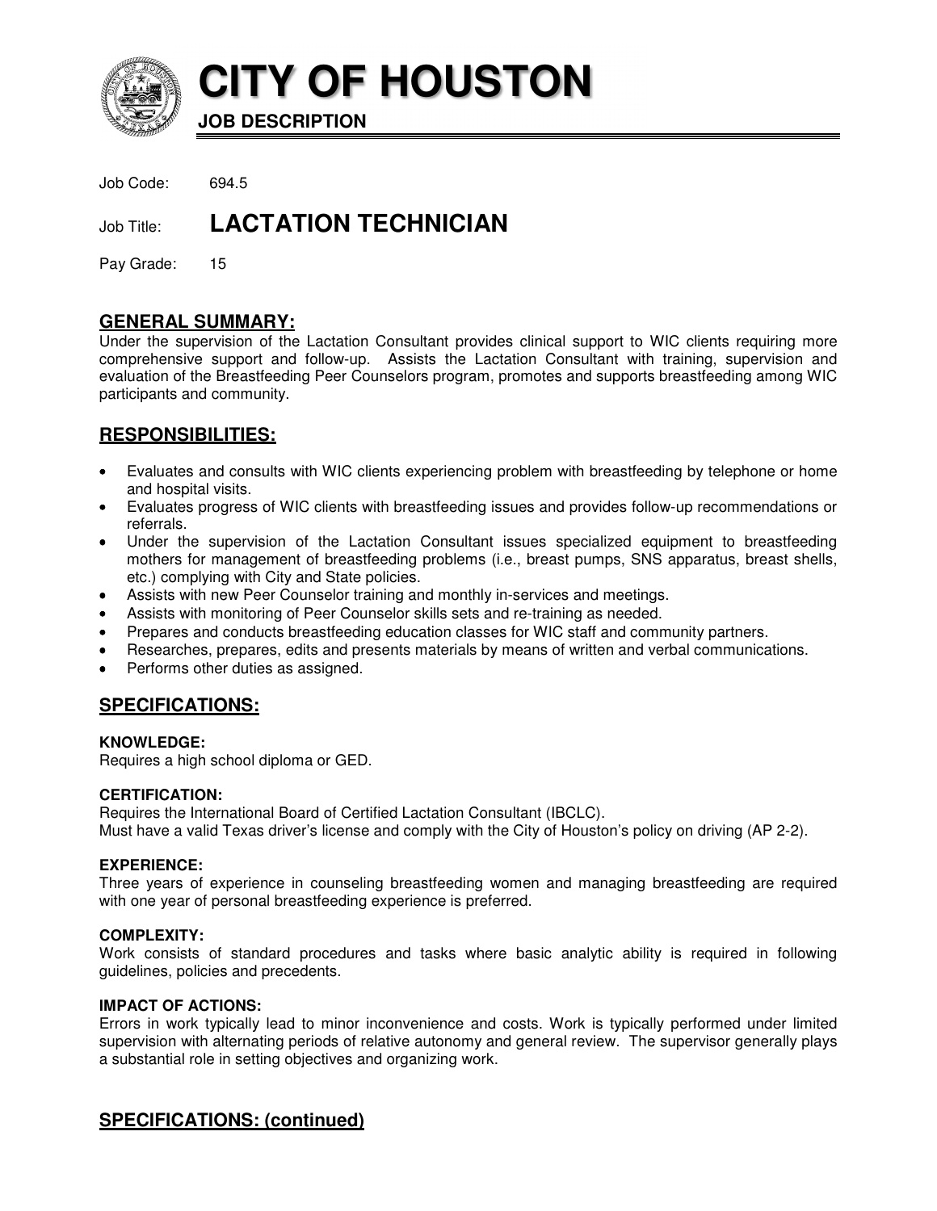# CITY OF HOUSTON

**JOB DESCRIPTION**

Job Code: 694.5

Job Title: **LACTATION TECHNICIAN**

Pay Grade: 15

## GENERAL SUMMARY:

Under the supervision of the Lactation Consultant provides clinical support to WIC clients requiring more comprehensive support and follow-up. Assists the Lactation Consultant with training, supervision and evaluation of the Breastfeeding Peer Counselors program, promotes and supports breastfeeding among WIC participants and community.

## RESPONSIBILITIES:

- Evaluates and consults with WIC clients experiencing problem with breastfeeding by telephone or home and hospital visits.
- Evaluates progress of WIC clients with breastfeeding issues and provides follow-up recommendations or referrals.
- Under the supervision of the Lactation Consultant issues specialized equipment to breastfeeding mothers for management of breastfeeding problems (i.e., breast pumps, SNS apparatus, breast shells, etc.) complying with City and State policies.
- Assists with new Peer Counselor training and monthly in-services and meetings.
- Assists with monitoring of Peer Counselor skills sets and re-training as needed.
- Prepares and conducts breastfeeding education classes for WIC staff and community partners.
- Researches, prepares, edits and presents materials by means of written and verbal communications.
- Performs other duties as assigned.

## SPECIFICATIONS:

**KNOWLEDGE:**
Requires a high school diploma or GED.

**CERTIFICATION:**
Requires the International Board of Certified Lactation Consultant (IBCLC).
Must have a valid Texas driver's license and comply with the City of Houston's policy on driving (AP 2-2).

**EXPERIENCE:**
Three years of experience in counseling breastfeeding women and managing breastfeeding are required with one year of personal breastfeeding experience is preferred.

**COMPLEXITY:**
Work consists of standard procedures and tasks where basic analytic ability is required in following guidelines, policies and precedents.

**IMPACT OF ACTIONS:**
Errors in work typically lead to minor inconvenience and costs. Work is typically performed under limited supervision with alternating periods of relative autonomy and general review. The supervisor generally plays a substantial role in setting objectives and organizing work.

## SPECIFICATIONS: (continued)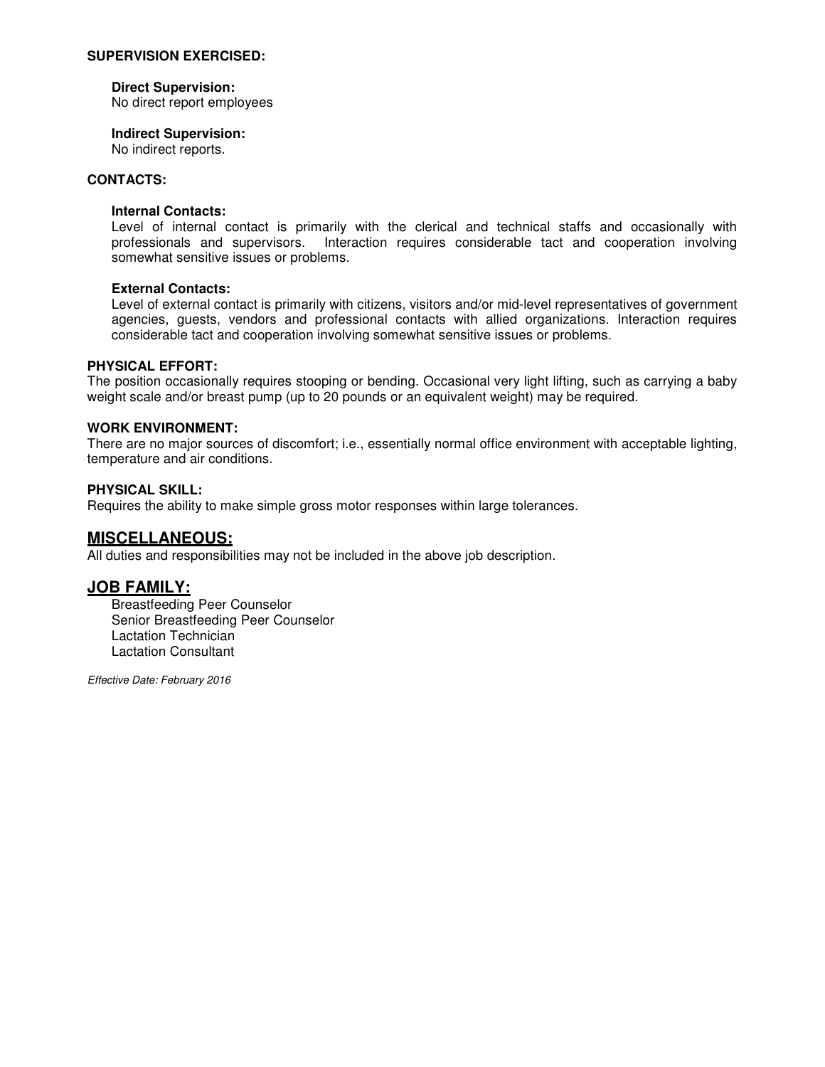**SUPERVISION EXERCISED:**

**Direct Supervision:**
No direct report employees

**Indirect Supervision:**
No indirect reports.

**CONTACTS:**

**Internal Contacts:**
Level of internal contact is primarily with the clerical and technical staffs and occasionally with professionals and supervisors. Interaction requires considerable tact and cooperation involving somewhat sensitive issues or problems.

**External Contacts:**
Level of external contact is primarily with citizens, visitors and/or mid-level representatives of government agencies, guests, vendors and professional contacts with allied organizations. Interaction requires considerable tact and cooperation involving somewhat sensitive issues or problems.

**PHYSICAL EFFORT:**
The position occasionally requires stooping or bending. Occasional very light lifting, such as carrying a baby weight scale and/or breast pump (up to 20 pounds or an equivalent weight) may be required.

**WORK ENVIRONMENT:**
There are no major sources of discomfort; i.e., essentially normal office environment with acceptable lighting, temperature and air conditions.

**PHYSICAL SKILL:**
Requires the ability to make simple gross motor responses within large tolerances.

## MISCELLANEOUS:

All duties and responsibilities may not be included in the above job description.

## JOB FAMILY:

Breastfeeding Peer Counselor
Senior Breastfeeding Peer Counselor
Lactation Technician
Lactation Consultant

*Effective Date: February 2016*